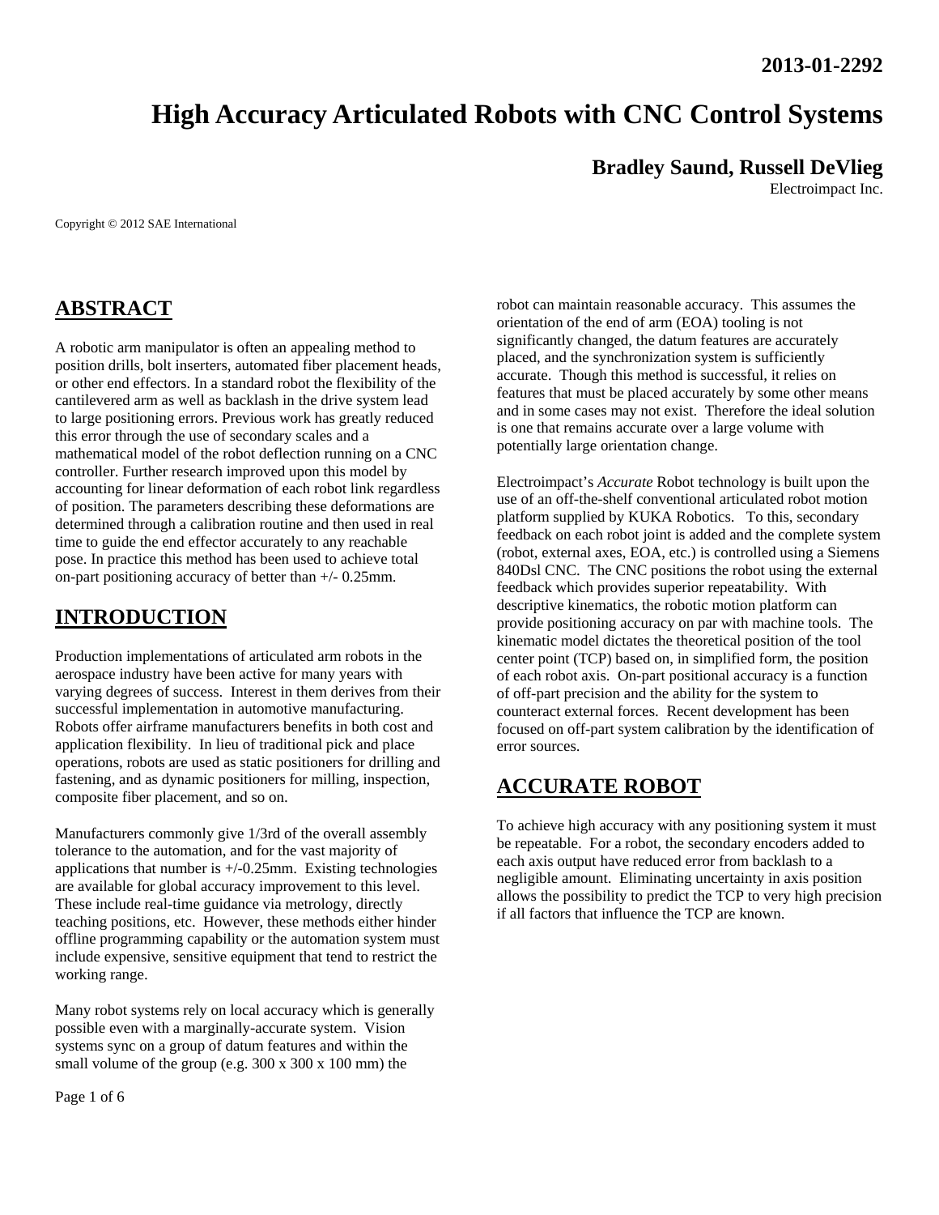2013-01-2292

# High Accuracy Articulated Robots with CNC Control Systems

**Bradley Saund, Russell DeVlieg**

Electroimpact Inc.

Copyright © 2012 SAE International

## ABSTRACT

A robotic arm manipulator is often an appealing method to position drills, bolt inserters, automated fiber placement heads, or other end effectors. In a standard robot the flexibility of the cantilevered arm as well as backlash in the drive system lead to large positioning errors. Previous work has greatly reduced this error through the use of secondary scales and a mathematical model of the robot deflection running on a CNC controller. Further research improved upon this model by accounting for linear deformation of each robot link regardless of position. The parameters describing these deformations are determined through a calibration routine and then used in real time to guide the end effector accurately to any reachable pose. In practice this method has been used to achieve total on-part positioning accuracy of better than +/- 0.25mm.

## INTRODUCTION

Production implementations of articulated arm robots in the aerospace industry have been active for many years with varying degrees of success. Interest in them derives from their successful implementation in automotive manufacturing. Robots offer airframe manufacturers benefits in both cost and application flexibility. In lieu of traditional pick and place operations, robots are used as static positioners for drilling and fastening, and as dynamic positioners for milling, inspection, composite fiber placement, and so on.

Manufacturers commonly give 1/3rd of the overall assembly tolerance to the automation, and for the vast majority of applications that number is +/-0.25mm. Existing technologies are available for global accuracy improvement to this level. These include real-time guidance via metrology, directly teaching positions, etc. However, these methods either hinder offline programming capability or the automation system must include expensive, sensitive equipment that tend to restrict the working range.

Many robot systems rely on local accuracy which is generally possible even with a marginally-accurate system. Vision systems sync on a group of datum features and within the small volume of the group (e.g. 300 x 300 x 100 mm) the robot can maintain reasonable accuracy. This assumes the orientation of the end of arm (EOA) tooling is not significantly changed, the datum features are accurately placed, and the synchronization system is sufficiently accurate. Though this method is successful, it relies on features that must be placed accurately by some other means and in some cases may not exist. Therefore the ideal solution is one that remains accurate over a large volume with potentially large orientation change.

Electroimpact's *Accurate* Robot technology is built upon the use of an off-the-shelf conventional articulated robot motion platform supplied by KUKA Robotics. To this, secondary feedback on each robot joint is added and the complete system (robot, external axes, EOA, etc.) is controlled using a Siemens 840Dsl CNC. The CNC positions the robot using the external feedback which provides superior repeatability. With descriptive kinematics, the robotic motion platform can provide positioning accuracy on par with machine tools. The kinematic model dictates the theoretical position of the tool center point (TCP) based on, in simplified form, the position of each robot axis. On-part positional accuracy is a function of off-part precision and the ability for the system to counteract external forces. Recent development has been focused on off-part system calibration by the identification of error sources.

## ACCURATE ROBOT

To achieve high accuracy with any positioning system it must be repeatable. For a robot, the secondary encoders added to each axis output have reduced error from backlash to a negligible amount. Eliminating uncertainty in axis position allows the possibility to predict the TCP to very high precision if all factors that influence the TCP are known.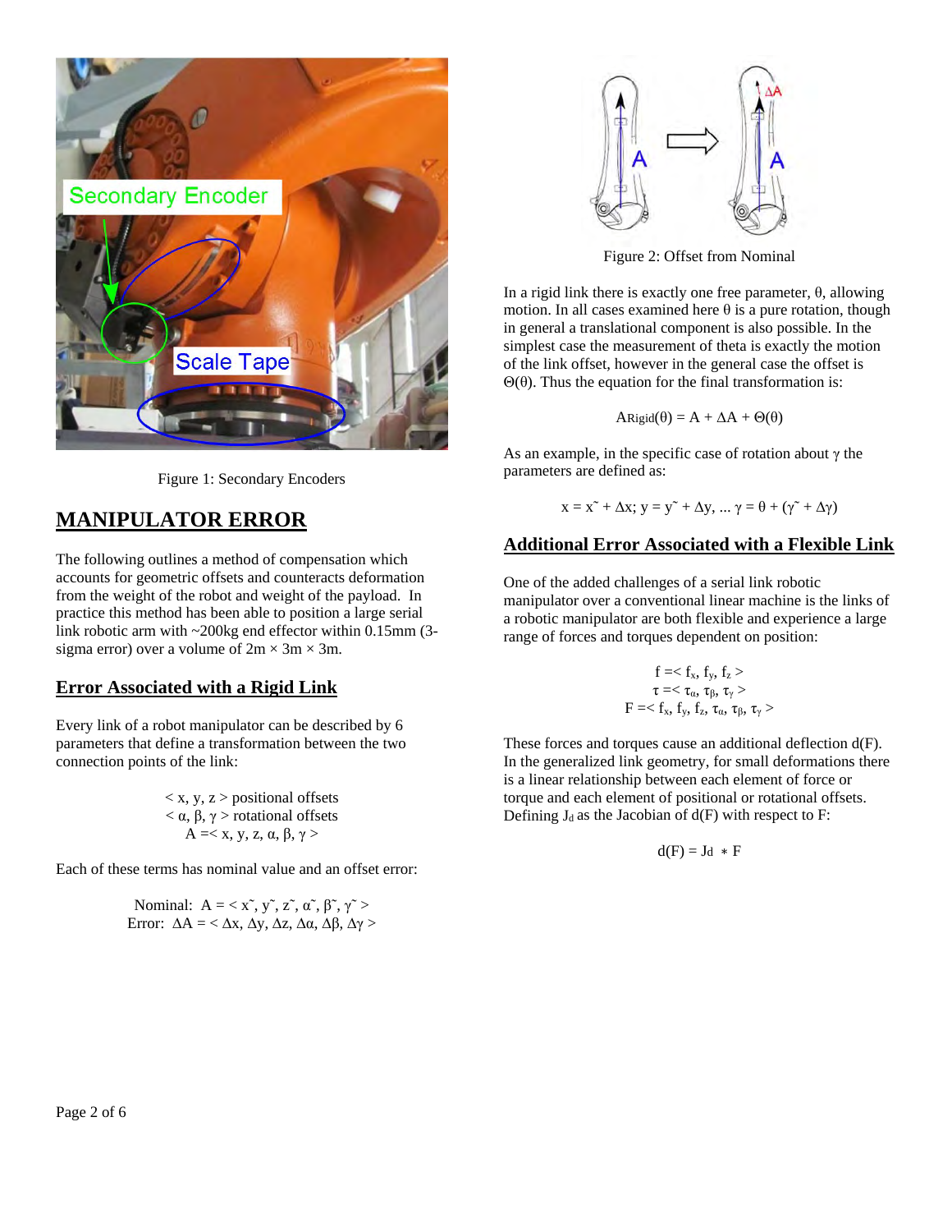Figure 1: Secondary Encoders

## MANIPULATOR ERROR

The following outlines a method of compensation which accounts for geometric offsets and counteracts deformation from the weight of the robot and weight of the payload. In practice this method has been able to position a large serial link robotic arm with ~200kg end effector within 0.15mm (3-sigma error) over a volume of 2m × 3m × 3m.

### Error Associated with a Rigid Link

Every link of a robot manipulator can be described by 6 parameters that define a transformation between the two connection points of the link:

$$< x, y, z > \text{ positional offsets}$$
$$< \alpha, \beta, \gamma > \text{ rotational offsets}$$
$$A =< x, y, z, \alpha, \beta, \gamma >$$

Each of these terms has nominal value and an offset error:

$$\text{Nominal: } A = < \tilde{x}, \tilde{y}, \tilde{z}, \tilde{\alpha}, \tilde{\beta}, \tilde{\gamma} >$$
$$\text{Error: } \Delta A = < \Delta x, \Delta y, \Delta z, \Delta\alpha, \Delta\beta, \Delta\gamma >$$

Figure 2: Offset from Nominal

In a rigid link there is exactly one free parameter, θ, allowing motion. In all cases examined here θ is a pure rotation, though in general a translational component is also possible. In the simplest case the measurement of theta is exactly the motion of the link offset, however in the general case the offset is $\Theta(\theta)$. Thus the equation for the final transformation is:

$$A_{Rigid}(\theta) = A + \Delta A + \Theta(\theta)$$

As an example, in the specific case of rotation about γ the parameters are defined as:

$$x = \tilde{x} + \Delta x;\ y = \tilde{y} + \Delta y,\ \ldots\ \gamma = \theta + (\tilde{\gamma} + \Delta\gamma)$$

### Additional Error Associated with a Flexible Link

One of the added challenges of a serial link robotic manipulator over a conventional linear machine is the links of a robotic manipulator are both flexible and experience a large range of forces and torques dependent on position:

$$f =< f_x, f_y, f_z >$$
$$\tau =< \tau_\alpha, \tau_\beta, \tau_\gamma >$$
$$F =< f_x, f_y, f_z, \tau_\alpha, \tau_\beta, \tau_\gamma >$$

These forces and torques cause an additional deflection d(F). In the generalized link geometry, for small deformations there is a linear relationship between each element of force or torque and each element of positional or rotational offsets. Defining $J_d$ as the Jacobian of d(F) with respect to F:

$$d(F) = J_d * F$$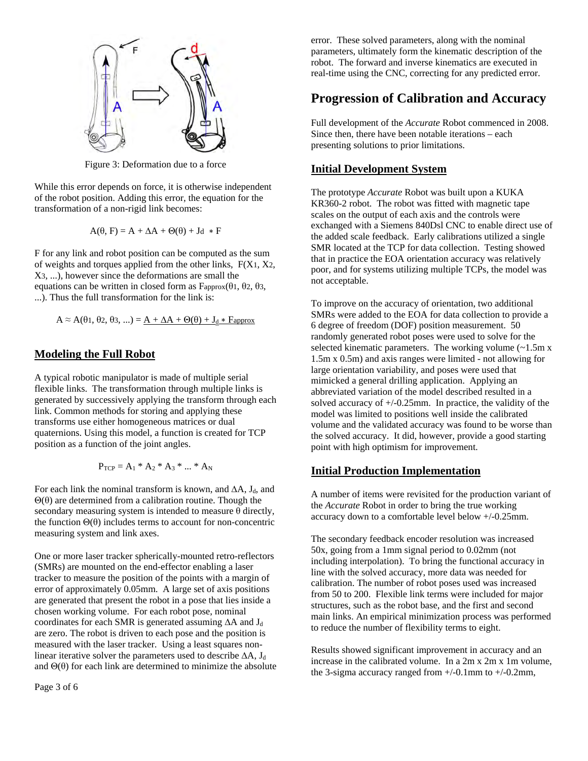Figure 3: Deformation due to a force

While this error depends on force, it is otherwise independent of the robot position. Adding this error, the equation for the transformation of a non-rigid link becomes:

$$A(\theta, F) = A + \Delta A + \Theta(\theta) + J_d * F$$

F for any link and robot position can be computed as the sum of weights and torques applied from the other links, $F(X_1, X_2, X_3, \ldots)$, however since the deformations are small the equations can be written in closed form as $F_{approx}(\theta_1, \theta_2, \theta_3, \ldots)$. Thus the full transformation for the link is:

$$A \approx A(\theta_1, \theta_2, \theta_3, \ldots) = \underline{A + \Delta A + \Theta(\theta) + J_d * F_{approx}}$$

## Modeling the Full Robot

A typical robotic manipulator is made of multiple serial flexible links. The transformation through multiple links is generated by successively applying the transform through each link. Common methods for storing and applying these transforms use either homogeneous matrices or dual quaternions. Using this model, a function is created for TCP position as a function of the joint angles.

$$P_{TCP} = A_1 * A_2 * A_3 * \ldots * A_N$$

For each link the nominal transform is known, and $\Delta A$, $J_d$, and $\Theta(\theta)$ are determined from a calibration routine. Though the secondary measuring system is intended to measure $\theta$ directly, the function $\Theta(\theta)$ includes terms to account for non-concentric measuring system and link axes.

One or more laser tracker spherically-mounted retro-reflectors (SMRs) are mounted on the end-effector enabling a laser tracker to measure the position of the points with a margin of error of approximately 0.05mm. A large set of axis positions are generated that present the robot in a pose that lies inside a chosen working volume. For each robot pose, nominal coordinates for each SMR is generated assuming $\Delta A$ and $J_d$ are zero. The robot is driven to each pose and the position is measured with the laser tracker. Using a least squares non-linear iterative solver the parameters used to describe $\Delta A$, $J_d$ and $\Theta(\theta)$ for each link are determined to minimize the absolute error. These solved parameters, along with the nominal parameters, ultimately form the kinematic description of the robot. The forward and inverse kinematics are executed in real-time using the CNC, correcting for any predicted error.

# Progression of Calibration and Accuracy

Full development of the *Accurate* Robot commenced in 2008. Since then, there have been notable iterations – each presenting solutions to prior limitations.

## Initial Development System

The prototype *Accurate* Robot was built upon a KUKA KR360-2 robot. The robot was fitted with magnetic tape scales on the output of each axis and the controls were exchanged with a Siemens 840Dsl CNC to enable direct use of the added scale feedback. Early calibrations utilized a single SMR located at the TCP for data collection. Testing showed that in practice the EOA orientation accuracy was relatively poor, and for systems utilizing multiple TCPs, the model was not acceptable.

To improve on the accuracy of orientation, two additional SMRs were added to the EOA for data collection to provide a 6 degree of freedom (DOF) position measurement. 50 randomly generated robot poses were used to solve for the selected kinematic parameters. The working volume (~1.5m x 1.5m x 0.5m) and axis ranges were limited - not allowing for large orientation variability, and poses were used that mimicked a general drilling application. Applying an abbreviated variation of the model described resulted in a solved accuracy of +/-0.25mm. In practice, the validity of the model was limited to positions well inside the calibrated volume and the validated accuracy was found to be worse than the solved accuracy. It did, however, provide a good starting point with high optimism for improvement.

## Initial Production Implementation

A number of items were revisited for the production variant of the *Accurate* Robot in order to bring the true working accuracy down to a comfortable level below +/-0.25mm.

The secondary feedback encoder resolution was increased 50x, going from a 1mm signal period to 0.02mm (not including interpolation). To bring the functional accuracy in line with the solved accuracy, more data was needed for calibration. The number of robot poses used was increased from 50 to 200. Flexible link terms were included for major structures, such as the robot base, and the first and second main links. An empirical minimization process was performed to reduce the number of flexibility terms to eight.

Results showed significant improvement in accuracy and an increase in the calibrated volume. In a 2m x 2m x 1m volume, the 3-sigma accuracy ranged from +/-0.1mm to +/-0.2mm,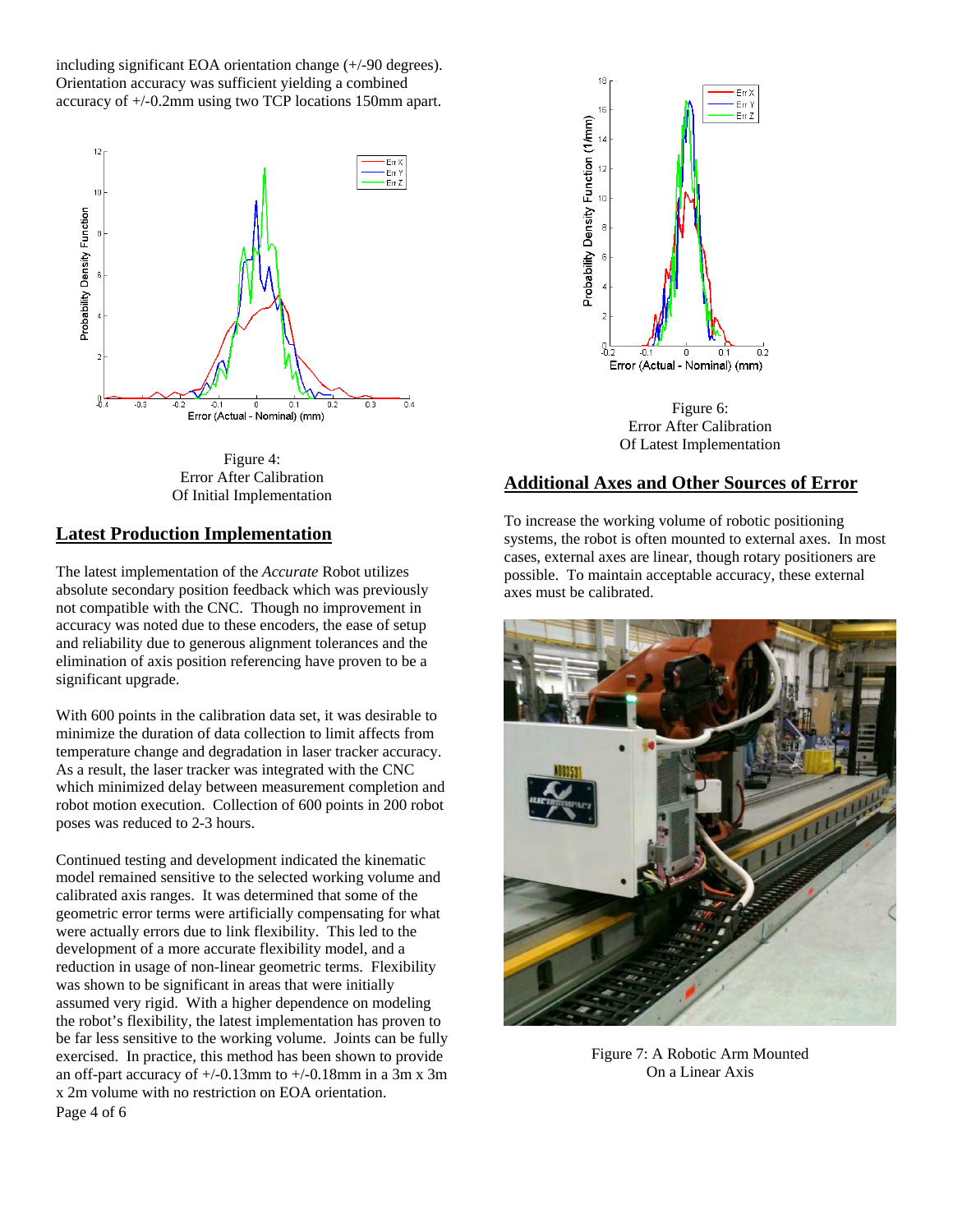including significant EOA orientation change (+/-90 degrees). Orientation accuracy was sufficient yielding a combined accuracy of +/-0.2mm using two TCP locations 150mm apart.

Figure 4:
Error After Calibration
Of Initial Implementation

## Latest Production Implementation

The latest implementation of the *Accurate* Robot utilizes absolute secondary position feedback which was previously not compatible with the CNC. Though no improvement in accuracy was noted due to these encoders, the ease of setup and reliability due to generous alignment tolerances and the elimination of axis position referencing have proven to be a significant upgrade.

With 600 points in the calibration data set, it was desirable to minimize the duration of data collection to limit affects from temperature change and degradation in laser tracker accuracy. As a result, the laser tracker was integrated with the CNC which minimized delay between measurement completion and robot motion execution. Collection of 600 points in 200 robot poses was reduced to 2-3 hours.

Continued testing and development indicated the kinematic model remained sensitive to the selected working volume and calibrated axis ranges. It was determined that some of the geometric error terms were artificially compensating for what were actually errors due to link flexibility. This led to the development of a more accurate flexibility model, and a reduction in usage of non-linear geometric terms. Flexibility was shown to be significant in areas that were initially assumed very rigid. With a higher dependence on modeling the robot's flexibility, the latest implementation has proven to be far less sensitive to the working volume. Joints can be fully exercised. In practice, this method has been shown to provide an off-part accuracy of +/-0.13mm to +/-0.18mm in a 3m x 3m x 2m volume with no restriction on EOA orientation.

Figure 6:
Error After Calibration
Of Latest Implementation

## Additional Axes and Other Sources of Error

To increase the working volume of robotic positioning systems, the robot is often mounted to external axes. In most cases, external axes are linear, though rotary positioners are possible. To maintain acceptable accuracy, these external axes must be calibrated.

Figure 7: A Robotic Arm Mounted On a Linear Axis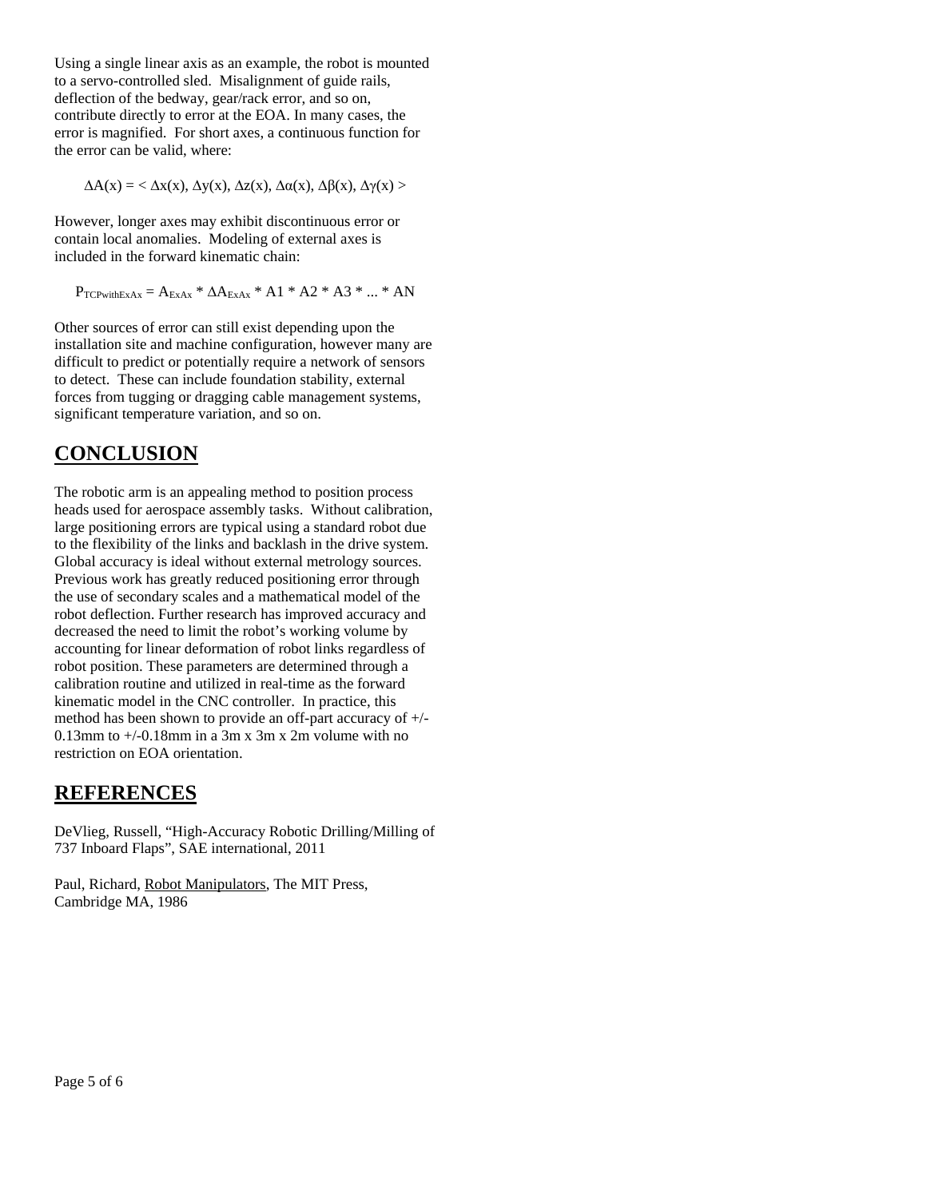Using a single linear axis as an example, the robot is mounted to a servo-controlled sled. Misalignment of guide rails, deflection of the bedway, gear/rack error, and so on, contribute directly to error at the EOA. In many cases, the error is magnified. For short axes, a continuous function for the error can be valid, where:

$$\Delta A(x) = < \Delta x(x), \Delta y(x), \Delta z(x), \Delta \alpha(x), \Delta \beta(x), \Delta \gamma(x) >$$

However, longer axes may exhibit discontinuous error or contain local anomalies. Modeling of external axes is included in the forward kinematic chain:

$$P_{TCPwithExAx} = A_{ExAx} * \Delta A_{ExAx} * A1 * A2 * A3 * ... * AN$$

Other sources of error can still exist depending upon the installation site and machine configuration, however many are difficult to predict or potentially require a network of sensors to detect. These can include foundation stability, external forces from tugging or dragging cable management systems, significant temperature variation, and so on.

# CONCLUSION

The robotic arm is an appealing method to position process heads used for aerospace assembly tasks. Without calibration, large positioning errors are typical using a standard robot due to the flexibility of the links and backlash in the drive system. Global accuracy is ideal without external metrology sources. Previous work has greatly reduced positioning error through the use of secondary scales and a mathematical model of the robot deflection. Further research has improved accuracy and decreased the need to limit the robot's working volume by accounting for linear deformation of robot links regardless of robot position. These parameters are determined through a calibration routine and utilized in real-time as the forward kinematic model in the CNC controller. In practice, this method has been shown to provide an off-part accuracy of +/-0.13mm to +/-0.18mm in a 3m x 3m x 2m volume with no restriction on EOA orientation.

# REFERENCES

DeVlieg, Russell, "High-Accuracy Robotic Drilling/Milling of 737 Inboard Flaps", SAE international, 2011

Paul, Richard, Robot Manipulators, The MIT Press, Cambridge MA, 1986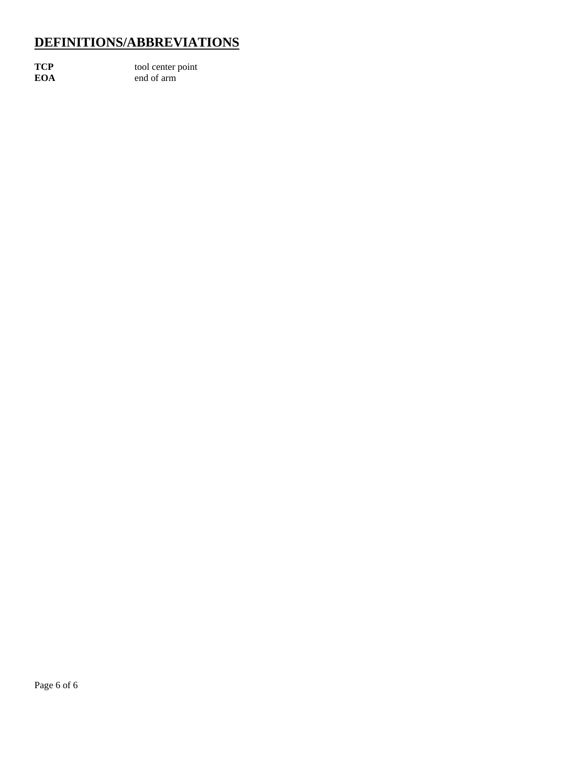## DEFINITIONS/ABBREVIATIONS

**TCP** tool center point
**EOA** end of arm